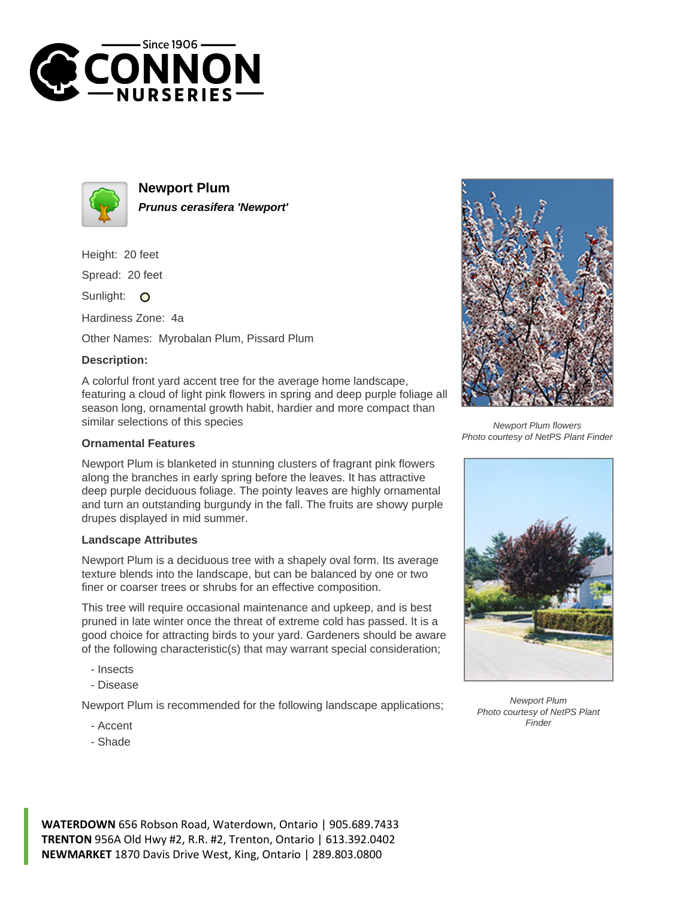# Newport Plum

***Prunus cerasifera 'Newport'***

Height: 20 feet

Spread: 20 feet

Sunlight:

Hardiness Zone: 4a

Other Names: Myrobalan Plum, Pissard Plum

**Description:**

A colorful front yard accent tree for the average home landscape, featuring a cloud of light pink flowers in spring and deep purple foliage all season long, ornamental growth habit, hardier and more compact than similar selections of this species

### Ornamental Features

Newport Plum is blanketed in stunning clusters of fragrant pink flowers along the branches in early spring before the leaves. It has attractive deep purple deciduous foliage. The pointy leaves are highly ornamental and turn an outstanding burgundy in the fall. The fruits are showy purple drupes displayed in mid summer.

### Landscape Attributes

Newport Plum is a deciduous tree with a shapely oval form. Its average texture blends into the landscape, but can be balanced by one or two finer or coarser trees or shrubs for an effective composition.

This tree will require occasional maintenance and upkeep, and is best pruned in late winter once the threat of extreme cold has passed. It is a good choice for attracting birds to your yard. Gardeners should be aware of the following characteristic(s) that may warrant special consideration;

- Insects
- Disease

Newport Plum is recommended for the following landscape applications;

- Accent
- Shade

*Newport Plum flowers*
*Photo courtesy of NetPS Plant Finder*

*Newport Plum*
*Photo courtesy of NetPS Plant Finder*

**WATERDOWN** 656 Robson Road, Waterdown, Ontario | 905.689.7433
**TRENTON** 956A Old Hwy #2, R.R. #2, Trenton, Ontario | 613.392.0402
**NEWMARKET** 1870 Davis Drive West, King, Ontario | 289.803.0800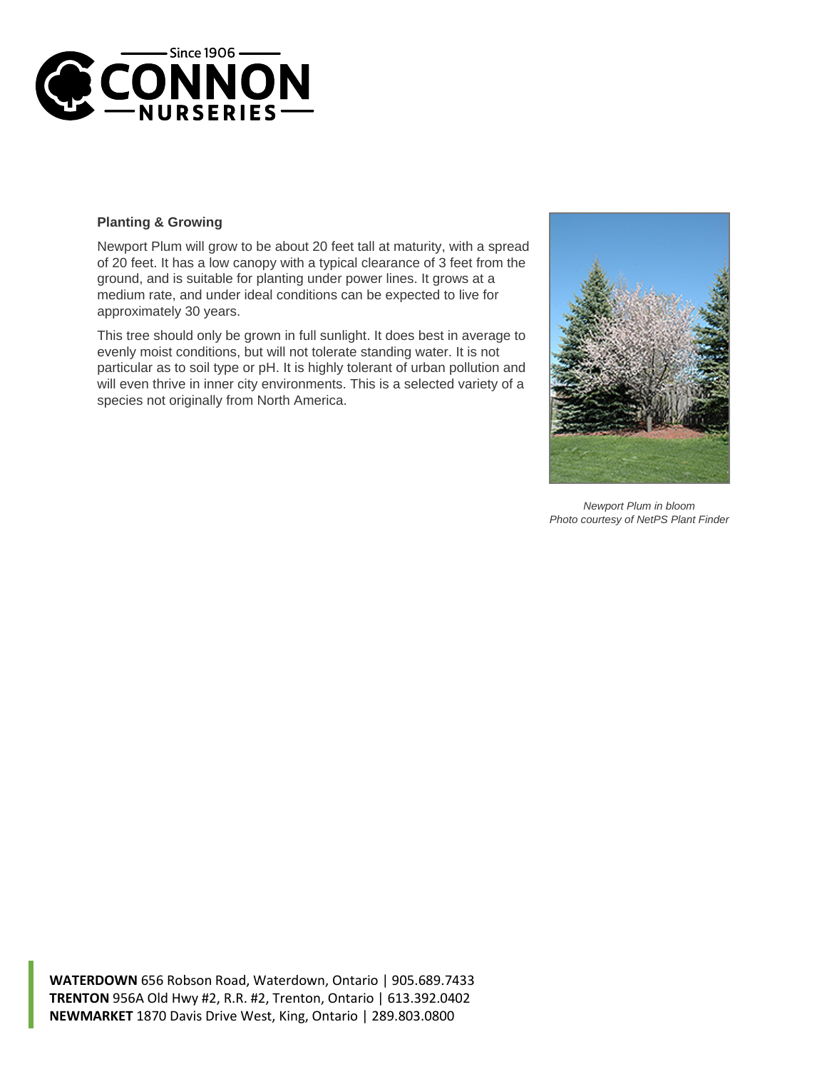### Planting & Growing

Newport Plum will grow to be about 20 feet tall at maturity, with a spread of 20 feet. It has a low canopy with a typical clearance of 3 feet from the ground, and is suitable for planting under power lines. It grows at a medium rate, and under ideal conditions can be expected to live for approximately 30 years.

This tree should only be grown in full sunlight. It does best in average to evenly moist conditions, but will not tolerate standing water. It is not particular as to soil type or pH. It is highly tolerant of urban pollution and will even thrive in inner city environments. This is a selected variety of a species not originally from North America.

*Newport Plum in bloom*
*Photo courtesy of NetPS Plant Finder*

**WATERDOWN** 656 Robson Road, Waterdown, Ontario | 905.689.7433
**TRENTON** 956A Old Hwy #2, R.R. #2, Trenton, Ontario | 613.392.0402
**NEWMARKET** 1870 Davis Drive West, King, Ontario | 289.803.0800